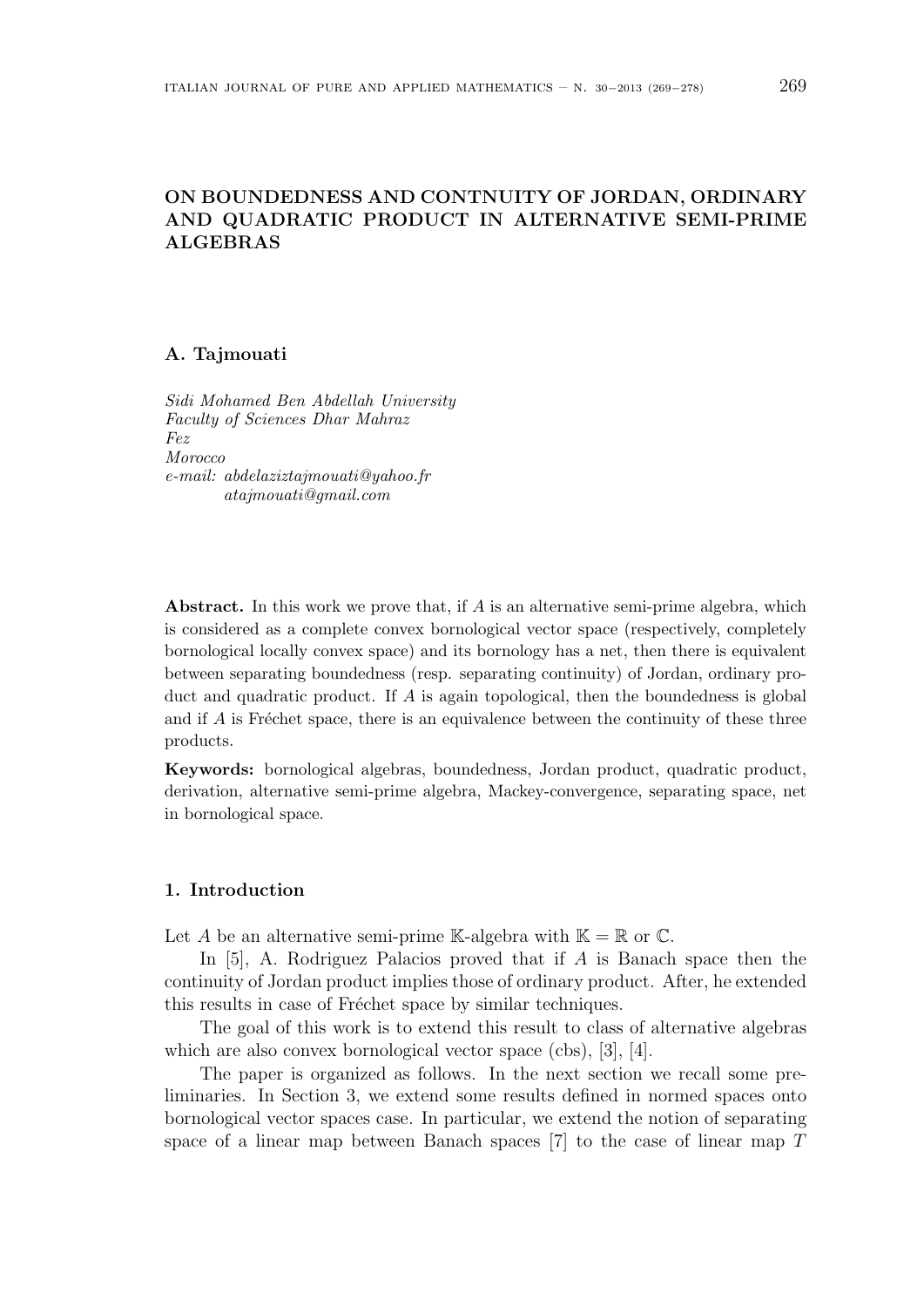# ON BOUNDEDNESS AND CONTNUITY OF JORDAN, ORDINARY AND QUADRATIC PRODUCT IN ALTERNATIVE SEMI-PRIME ALGEBRAS

**A. Tajmouati**

*Sidi Mohamed Ben Abdellah University*
*Faculty of Sciences Dhar Mahraz*
*Fez*
*Morocco*
*e-mail: abdelaziztajmouati@yahoo.fr*
*atajmouati@gmail.com*

**Abstract.** In this work we prove that, if $A$ is an alternative semi-prime algebra, which is considered as a complete convex bornological vector space (respectively, completely bornological locally convex space) and its bornology has a net, then there is equivalent between separating boundedness (resp. separating continuity) of Jordan, ordinary product and quadratic product. If $A$ is again topological, then the boundedness is global and if $A$ is Fréchet space, there is an equivalence between the continuity of these three products.

**Keywords:** bornological algebras, boundedness, Jordan product, quadratic product, derivation, alternative semi-prime algebra, Mackey-convergence, separating space, net in bornological space.

## 1. Introduction

Let $A$ be an alternative semi-prime $\mathbb{K}$-algebra with $\mathbb{K} = \mathbb{R}$ or $\mathbb{C}$.

In [5], A. Rodriguez Palacios proved that if $A$ is Banach space then the continuity of Jordan product implies those of ordinary product. After, he extended this results in case of Fréchet space by similar techniques.

The goal of this work is to extend this result to class of alternative algebras which are also convex bornological vector space (cbs), [3], [4].

The paper is organized as follows. In the next section we recall some preliminaries. In Section 3, we extend some results defined in normed spaces onto bornological vector spaces case. In particular, we extend the notion of separating space of a linear map between Banach spaces [7] to the case of linear map $T$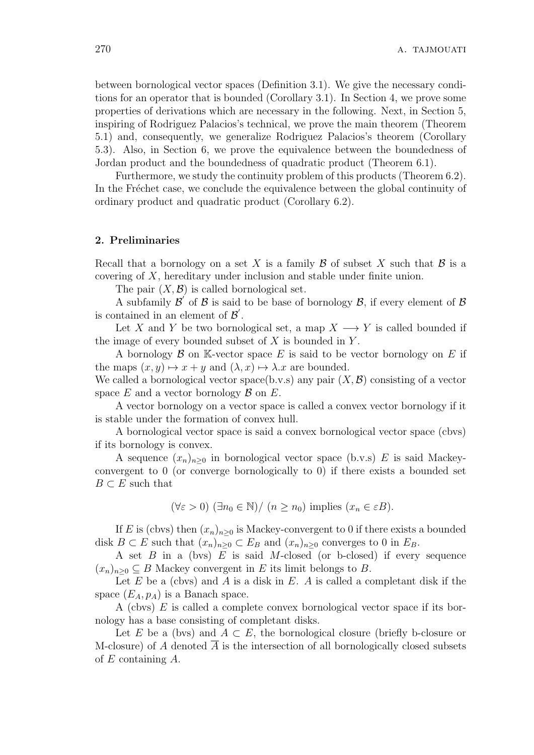between bornological vector spaces (Definition 3.1). We give the necessary conditions for an operator that is bounded (Corollary 3.1). In Section 4, we prove some properties of derivations which are necessary in the following. Next, in Section 5, inspiring of Rodriguez Palacios's technical, we prove the main theorem (Theorem 5.1) and, consequently, we generalize Rodriguez Palacios's theorem (Corollary 5.3). Also, in Section 6, we prove the equivalence between the boundedness of Jordan product and the boundedness of quadratic product (Theorem 6.1).

Furthermore, we study the continuity problem of this products (Theorem 6.2). In the Fréchet case, we conclude the equivalence between the global continuity of ordinary product and quadratic product (Corollary 6.2).

## 2. Preliminaries

Recall that a bornology on a set $X$ is a family $\mathcal{B}$ of subset $X$ such that $\mathcal{B}$ is a covering of $X$, hereditary under inclusion and stable under finite union.

The pair $(X, \mathcal{B})$ is called bornological set.

A subfamily $\mathcal{B}'$ of $\mathcal{B}$ is said to be base of bornology $\mathcal{B}$, if every element of $\mathcal{B}$ is contained in an element of $\mathcal{B}'$.

Let $X$ and $Y$ be two bornological set, a map $X \longrightarrow Y$ is called bounded if the image of every bounded subset of $X$ is bounded in $Y$.

A bornology $\mathcal{B}$ on $\mathbb{K}$-vector space $E$ is said to be vector bornology on $E$ if the maps $(x, y) \mapsto x + y$ and $(\lambda, x) \mapsto \lambda.x$ are bounded.

We called a bornological vector space(b.v.s) any pair $(X, \mathcal{B})$ consisting of a vector space $E$ and a vector bornology $\mathcal{B}$ on $E$.

A vector bornology on a vector space is called a convex vector bornology if it is stable under the formation of convex hull.

A bornological vector space is said a convex bornological vector space (cbvs) if its bornology is convex.

A sequence $(x_n)_{n\geq 0}$ in bornological vector space (b.v.s) $E$ is said Mackey-convergent to 0 (or converge bornologically to 0) if there exists a bounded set $B \subset E$ such that

$$(\forall \varepsilon > 0)\ (\exists n_0 \in \mathbb{N}) /\ (n \geq n_0) \text{ implies } (x_n \in \varepsilon B).$$

If $E$ is (cbvs) then $(x_n)_{n\geq 0}$ is Mackey-convergent to 0 if there exists a bounded disk $B \subset E$ such that $(x_n)_{n\geq 0} \subset E_B$ and $(x_n)_{n\geq 0}$ converges to 0 in $E_B$.

A set $B$ in a (bvs) $E$ is said $M$-closed (or b-closed) if every sequence $(x_n)_{n\geq 0} \subseteq B$ Mackey convergent in $E$ its limit belongs to $B$.

Let $E$ be a (cbvs) and $A$ is a disk in $E$. $A$ is called a completant disk if the space $(E_A, p_A)$ is a Banach space.

A (cbvs) $E$ is called a complete convex bornological vector space if its bornology has a base consisting of completant disks.

Let $E$ be a (bvs) and $A \subset E$, the bornological closure (briefly b-closure or M-closure) of $A$ denoted $\overline{A}$ is the intersection of all bornologically closed subsets of $E$ containing $A$.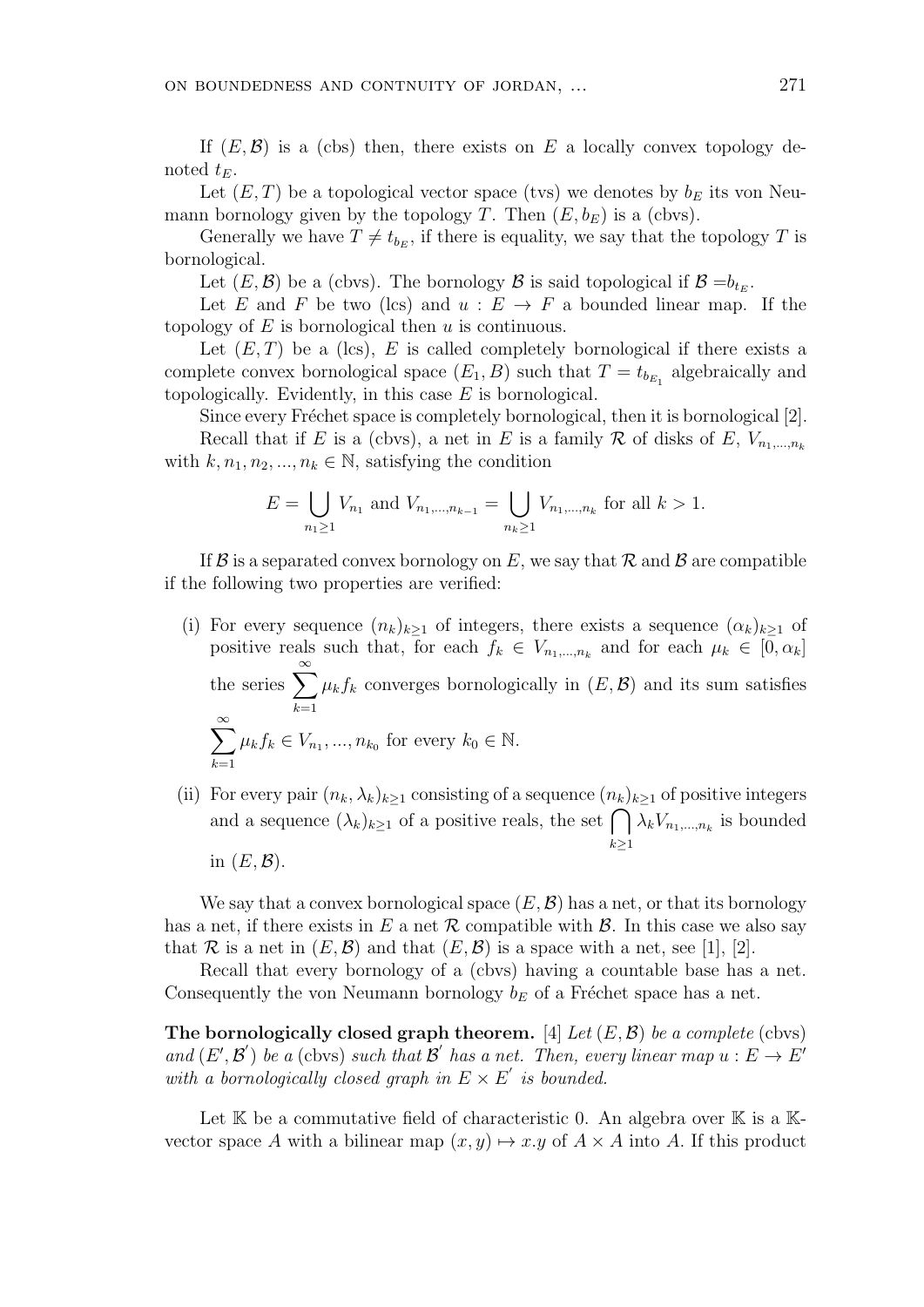If $(E, \mathcal{B})$ is a (cbs) then, there exists on $E$ a locally convex topology denoted $t_E$.

Let $(E, T)$ be a topological vector space (tvs) we denotes by $b_E$ its von Neumann bornology given by the topology $T$. Then $(E, b_E)$ is a (cbvs).

Generally we have $T \neq t_{b_E}$, if there is equality, we say that the topology $T$ is bornological.

Let $(E, \mathcal{B})$ be a (cbvs). The bornology $\mathcal{B}$ is said topological if $\mathcal{B} = b_{t_E}$.

Let $E$ and $F$ be two (lcs) and $u : E \to F$ a bounded linear map. If the topology of $E$ is bornological then $u$ is continuous.

Let $(E, T)$ be a (lcs), $E$ is called completely bornological if there exists a complete convex bornological space $(E_1, B)$ such that $T = t_{b_{E_1}}$ algebraically and topologically. Evidently, in this case $E$ is bornological.

Since every Fréchet space is completely bornological, then it is bornological [2].

Recall that if $E$ is a (cbvs), a net in $E$ is a family $\mathcal{R}$ of disks of $E$, $V_{n_1,\ldots,n_k}$ with $k, n_1, n_2, \ldots, n_k \in \mathbb{N}$, satisfying the condition

$$E = \bigcup_{n_1 \geq 1} V_{n_1} \text{ and } V_{n_1,\ldots,n_{k-1}} = \bigcup_{n_k \geq 1} V_{n_1,\ldots,n_k} \text{ for all } k > 1.$$

If $\mathcal{B}$ is a separated convex bornology on $E$, we say that $\mathcal{R}$ and $\mathcal{B}$ are compatible if the following two properties are verified:

(i) For every sequence $(n_k)_{k \geq 1}$ of integers, there exists a sequence $(\alpha_k)_{k \geq 1}$ of positive reals such that, for each $f_k \in V_{n_1,\ldots,n_k}$ and for each $\mu_k \in [0, \alpha_k]$ the series $\displaystyle\sum_{k=1}^{\infty} \mu_k f_k$ converges bornologically in $(E, \mathcal{B})$ and its sum satisfies $\displaystyle\sum_{k=1}^{\infty} \mu_k f_k \in V_{n_1}, \ldots, n_{k_0}$ for every $k_0 \in \mathbb{N}$.

(ii) For every pair $(n_k, \lambda_k)_{k \geq 1}$ consisting of a sequence $(n_k)_{k \geq 1}$ of positive integers and a sequence $(\lambda_k)_{k \geq 1}$ of a positive reals, the set $\displaystyle\bigcap_{k \geq 1} \lambda_k V_{n_1,\ldots,n_k}$ is bounded in $(E, \mathcal{B})$.

We say that a convex bornological space $(E, \mathcal{B})$ has a net, or that its bornology has a net, if there exists in $E$ a net $\mathcal{R}$ compatible with $\mathcal{B}$. In this case we also say that $\mathcal{R}$ is a net in $(E, \mathcal{B})$ and that $(E, \mathcal{B})$ is a space with a net, see [1], [2].

Recall that every bornology of a (cbvs) having a countable base has a net. Consequently the von Neumann bornology $b_E$ of a Fréchet space has a net.

**The bornologically closed graph theorem.** [4] *Let $(E, \mathcal{B})$ be a complete* (cbvs) *and $(E', \mathcal{B}')$ be a* (cbvs) *such that $\mathcal{B}'$ has a net. Then, every linear map $u : E \to E'$ with a bornologically closed graph in $E \times E'$ is bounded.*

Let $\mathbb{K}$ be a commutative field of characteristic 0. An algebra over $\mathbb{K}$ is a $\mathbb{K}$-vector space $A$ with a bilinear map $(x, y) \mapsto x.y$ of $A \times A$ into $A$. If this product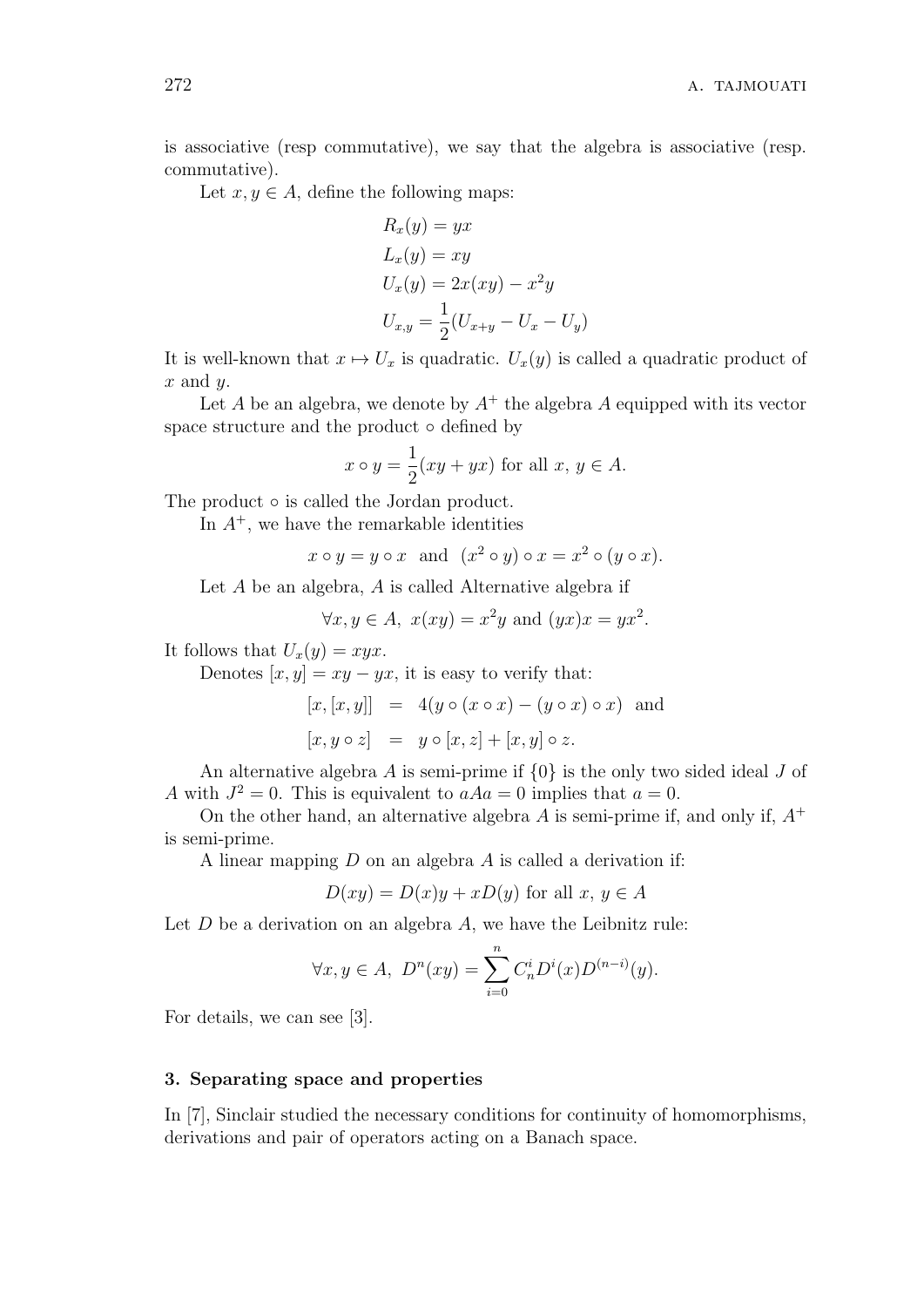is associative (resp commutative), we say that the algebra is associative (resp. commutative).

Let $x, y \in A$, define the following maps:

$$R_x(y) = yx$$
$$L_x(y) = xy$$
$$U_x(y) = 2x(xy) - x^2y$$
$$U_{x,y} = \frac{1}{2}(U_{x+y} - U_x - U_y)$$

It is well-known that $x \mapsto U_x$ is quadratic. $U_x(y)$ is called a quadratic product of $x$ and $y$.

Let $A$ be an algebra, we denote by $A^+$ the algebra $A$ equipped with its vector space structure and the product $\circ$ defined by

$$x \circ y = \frac{1}{2}(xy + yx) \text{ for all } x,\, y \in A.$$

The product $\circ$ is called the Jordan product.

In $A^+$, we have the remarkable identities

$$x \circ y = y \circ x \;\text{ and }\; (x^2 \circ y) \circ x = x^2 \circ (y \circ x).$$

Let $A$ be an algebra, $A$ is called Alternative algebra if

$$\forall x, y \in A,\; x(xy) = x^2y \text{ and } (yx)x = yx^2.$$

It follows that $U_x(y) = xyx$.

Denotes $[x, y] = xy - yx$, it is easy to verify that:

$$[x, [x, y]] \;=\; 4(y \circ (x \circ x) - (y \circ x) \circ x) \;\text{ and}$$
$$[x, y \circ z] \;=\; y \circ [x, z] + [x, y] \circ z.$$

An alternative algebra $A$ is semi-prime if $\{0\}$ is the only two sided ideal $J$ of $A$ with $J^2 = 0$. This is equivalent to $aAa = 0$ implies that $a = 0$.

On the other hand, an alternative algebra $A$ is semi-prime if, and only if, $A^+$ is semi-prime.

A linear mapping $D$ on an algebra $A$ is called a derivation if:

$$D(xy) = D(x)y + xD(y) \text{ for all } x,\, y \in A$$

Let $D$ be a derivation on an algebra $A$, we have the Leibnitz rule:

$$\forall x, y \in A,\; D^n(xy) = \sum_{i=0}^{n} C_n^i D^i(x) D^{(n-i)}(y).$$

For details, we can see [3].

### 3. Separating space and properties

In [7], Sinclair studied the necessary conditions for continuity of homomorphisms, derivations and pair of operators acting on a Banach space.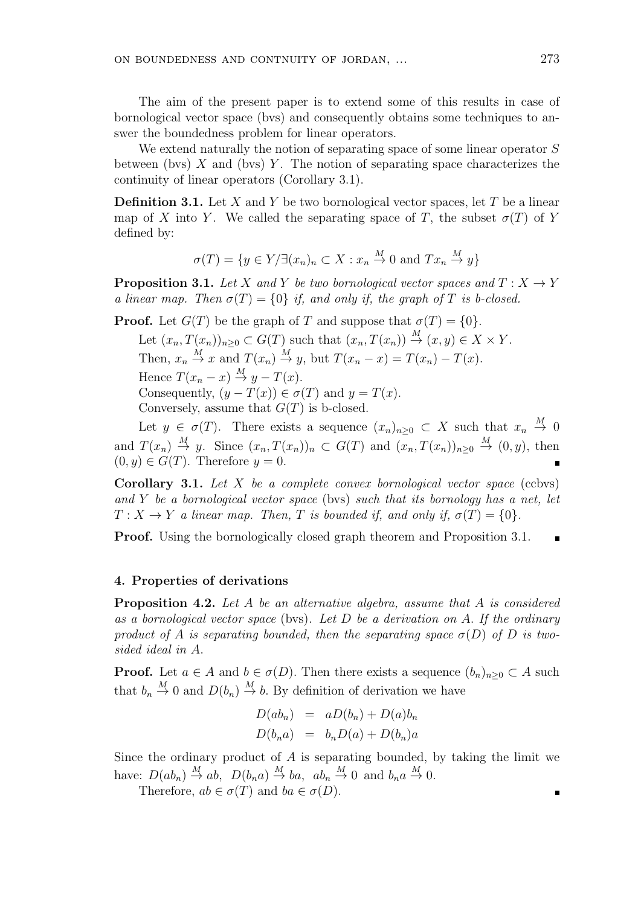The aim of the present paper is to extend some of this results in case of bornological vector space (bvs) and consequently obtains some techniques to answer the boundedness problem for linear operators.

We extend naturally the notion of separating space of some linear operator $S$ between (bvs) $X$ and (bvs) $Y$. The notion of separating space characterizes the continuity of linear operators (Corollary 3.1).

**Definition 3.1.** Let $X$ and $Y$ be two bornological vector spaces, let $T$ be a linear map of $X$ into $Y$. We called the separating space of $T$, the subset $\sigma(T)$ of $Y$ defined by:

$$\sigma(T) = \{y \in Y / \exists (x_n)_n \subset X : x_n \overset{M}{\to} 0 \text{ and } Tx_n \overset{M}{\to} y\}$$

**Proposition 3.1.** *Let $X$ and $Y$ be two bornological vector spaces and $T : X \to Y$ a linear map. Then $\sigma(T) = \{0\}$ if, and only if, the graph of $T$ is b-closed.*

**Proof.** Let $G(T)$ be the graph of $T$ and suppose that $\sigma(T) = \{0\}$.

Let $(x_n, T(x_n))_{n \geq 0} \subset G(T)$ such that $(x_n, T(x_n)) \overset{M}{\to} (x, y) \in X \times Y$.

Then, $x_n \overset{M}{\to} x$ and $T(x_n) \overset{M}{\to} y$, but $T(x_n - x) = T(x_n) - T(x)$.

Hence $T(x_n - x) \overset{M}{\to} y - T(x)$.

Consequently, $(y - T(x)) \in \sigma(T)$ and $y = T(x)$.

Conversely, assume that $G(T)$ is b-closed.

Let $y \in \sigma(T)$. There exists a sequence $(x_n)_{n \geq 0} \subset X$ such that $x_n \overset{M}{\to} 0$ and $T(x_n) \overset{M}{\to} y$. Since $(x_n, T(x_n))_n \subset G(T)$ and $(x_n, T(x_n))_{n \geq 0} \overset{M}{\to} (0, y)$, then $(0, y) \in G(T)$. Therefore $y = 0$. ∎

**Corollary 3.1.** *Let $X$ be a complete convex bornological vector space* (ccbvs) *and $Y$ be a bornological vector space* (bvs) *such that its bornology has a net, let $T : X \to Y$ a linear map. Then, $T$ is bounded if, and only if, $\sigma(T) = \{0\}$.*

**Proof.** Using the bornologically closed graph theorem and Proposition 3.1. ∎

## 4. Properties of derivations

**Proposition 4.2.** *Let $A$ be an alternative algebra, assume that $A$ is considered as a bornological vector space* (bvs)*. Let $D$ be a derivation on $A$. If the ordinary product of $A$ is separating bounded, then the separating space $\sigma(D)$ of $D$ is two-sided ideal in $A$.*

**Proof.** Let $a \in A$ and $b \in \sigma(D)$. Then there exists a sequence $(b_n)_{n \geq 0} \subset A$ such that $b_n \overset{M}{\to} 0$ and $D(b_n) \overset{M}{\to} b$. By definition of derivation we have

$$\begin{aligned} D(ab_n) &= aD(b_n) + D(a)b_n \\ D(b_n a) &= b_n D(a) + D(b_n)a \end{aligned}$$

Since the ordinary product of $A$ is separating bounded, by taking the limit we have: $D(ab_n) \overset{M}{\to} ab$, $D(b_n a) \overset{M}{\to} ba$, $ab_n \overset{M}{\to} 0$ and $b_n a \overset{M}{\to} 0$.

Therefore, $ab \in \sigma(T)$ and $ba \in \sigma(D)$. ∎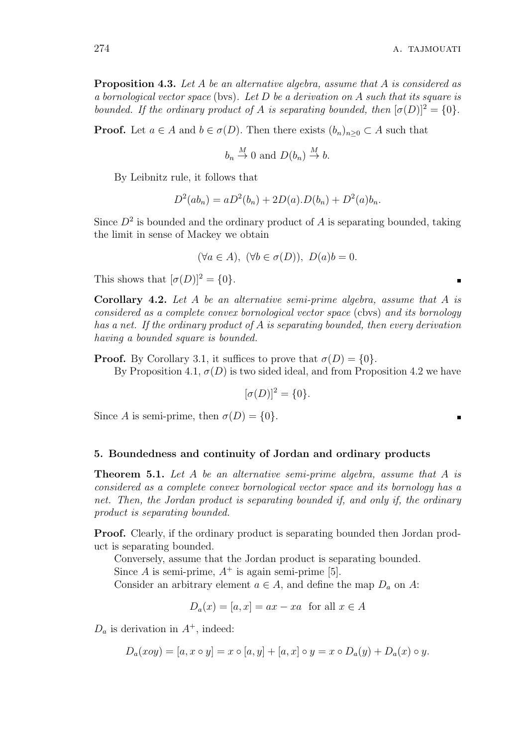**Proposition 4.3.** *Let $A$ be an alternative algebra, assume that $A$ is considered as a bornological vector space* (bvs)*. Let $D$ be a derivation on $A$ such that its square is bounded. If the ordinary product of $A$ is separating bounded, then $[\sigma(D)]^2 = \{0\}$.*

**Proof.** Let $a \in A$ and $b \in \sigma(D)$. Then there exists $(b_n)_{n\geq 0} \subset A$ such that

$$b_n \overset{M}{\to} 0 \text{ and } D(b_n) \overset{M}{\to} b.$$

By Leibnitz rule, it follows that

$$D^2(ab_n) = aD^2(b_n) + 2D(a).D(b_n) + D^2(a)b_n.$$

Since $D^2$ is bounded and the ordinary product of $A$ is separating bounded, taking the limit in sense of Mackey we obtain

$$(\forall a \in A),\ (\forall b \in \sigma(D)),\ D(a)b = 0.$$

This shows that $[\sigma(D)]^2 = \{0\}$. ∎

**Corollary 4.2.** *Let $A$ be an alternative semi-prime algebra, assume that $A$ is considered as a complete convex bornological vector space* (cbvs) *and its bornology has a net. If the ordinary product of $A$ is separating bounded, then every derivation having a bounded square is bounded.*

**Proof.** By Corollary 3.1, it suffices to prove that $\sigma(D) = \{0\}$.

By Proposition 4.1, $\sigma(D)$ is two sided ideal, and from Proposition 4.2 we have

$$[\sigma(D)]^2 = \{0\}.$$

Since $A$ is semi-prime, then $\sigma(D) = \{0\}$. ∎

## 5. Boundedness and continuity of Jordan and ordinary products

**Theorem 5.1.** *Let $A$ be an alternative semi-prime algebra, assume that $A$ is considered as a complete convex bornological vector space and its bornology has a net. Then, the Jordan product is separating bounded if, and only if, the ordinary product is separating bounded.*

**Proof.** Clearly, if the ordinary product is separating bounded then Jordan product is separating bounded.

Conversely, assume that the Jordan product is separating bounded.

Since $A$ is semi-prime, $A^+$ is again semi-prime [5].

Consider an arbitrary element $a \in A$, and define the map $D_a$ on $A$:

$$D_a(x) = [a, x] = ax - xa \text{ for all } x \in A$$

$D_a$ is derivation in $A^+$, indeed:

$$D_a(xoy) = [a, x \circ y] = x \circ [a, y] + [a, x] \circ y = x \circ D_a(y) + D_a(x) \circ y.$$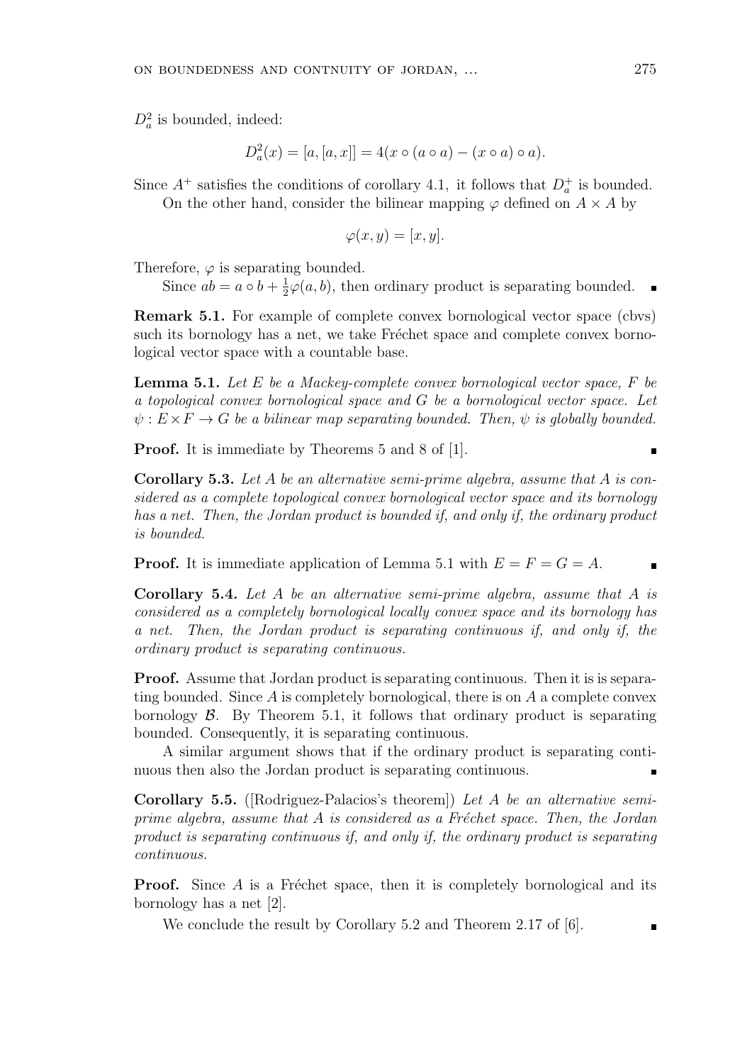$D_a^2$ is bounded, indeed:

$$D_a^2(x) = [a, [a, x]] = 4(x \circ (a \circ a) - (x \circ a) \circ a).$$

Since $A^+$ satisfies the conditions of corollary 4.1, it follows that $D_a^+$ is bounded.

On the other hand, consider the bilinear mapping $\varphi$ defined on $A \times A$ by

$$\varphi(x, y) = [x, y].$$

Therefore, $\varphi$ is separating bounded.

Since $ab = a \circ b + \frac{1}{2}\varphi(a, b)$, then ordinary product is separating bounded. ∎

**Remark 5.1.** For example of complete convex bornological vector space (cbvs) such its bornology has a net, we take Fréchet space and complete convex bornological vector space with a countable base.

**Lemma 5.1.** *Let $E$ be a Mackey-complete convex bornological vector space, $F$ be a topological convex bornological space and $G$ be a bornological vector space. Let $\psi : E \times F \to G$ be a bilinear map separating bounded. Then, $\psi$ is globally bounded.*

**Proof.** It is immediate by Theorems 5 and 8 of [1]. ∎

**Corollary 5.3.** *Let $A$ be an alternative semi-prime algebra, assume that $A$ is considered as a complete topological convex bornological vector space and its bornology has a net. Then, the Jordan product is bounded if, and only if, the ordinary product is bounded.*

**Proof.** It is immediate application of Lemma 5.1 with $E = F = G = A$. ∎

**Corollary 5.4.** *Let $A$ be an alternative semi-prime algebra, assume that $A$ is considered as a completely bornological locally convex space and its bornology has a net. Then, the Jordan product is separating continuous if, and only if, the ordinary product is separating continuous.*

**Proof.** Assume that Jordan product is separating continuous. Then it is is separating bounded. Since $A$ is completely bornological, there is on $A$ a complete convex bornology $\mathcal{B}$. By Theorem 5.1, it follows that ordinary product is separating bounded. Consequently, it is separating continuous.

A similar argument shows that if the ordinary product is separating continuous then also the Jordan product is separating continuous. ∎

**Corollary 5.5.** ([Rodriguez-Palacios's theorem]) *Let $A$ be an alternative semi-prime algebra, assume that $A$ is considered as a Fréchet space. Then, the Jordan product is separating continuous if, and only if, the ordinary product is separating continuous.*

**Proof.** Since $A$ is a Fréchet space, then it is completely bornological and its bornology has a net [2].

We conclude the result by Corollary 5.2 and Theorem 2.17 of [6]. ∎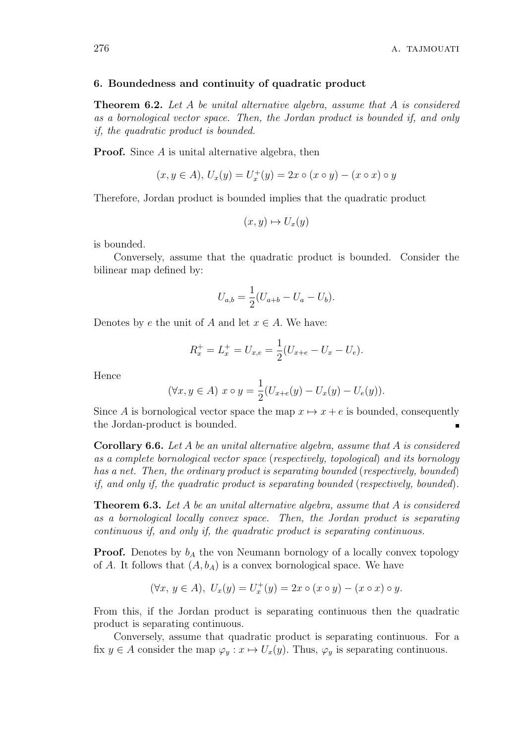### 6. Boundedness and continuity of quadratic product

**Theorem 6.2.** *Let $A$ be unital alternative algebra, assume that $A$ is considered as a bornological vector space. Then, the Jordan product is bounded if, and only if, the quadratic product is bounded.*

**Proof.** Since $A$ is unital alternative algebra, then

$$(x, y \in A),\ U_x(y) = U_x^+(y) = 2x \circ (x \circ y) - (x \circ x) \circ y$$

Therefore, Jordan product is bounded implies that the quadratic product

$$(x, y) \mapsto U_x(y)$$

is bounded.

Conversely, assume that the quadratic product is bounded. Consider the bilinear map defined by:

$$U_{a,b} = \frac{1}{2}(U_{a+b} - U_a - U_b).$$

Denotes by $e$ the unit of $A$ and let $x \in A$. We have:

$$R_x^+ = L_x^+ = U_{x,e} = \frac{1}{2}(U_{x+e} - U_x - U_e).$$

Hence

$$(\forall x, y \in A)\ x \circ y = \frac{1}{2}(U_{x+e}(y) - U_x(y) - U_e(y)).$$

Since $A$ is bornological vector space the map $x \mapsto x + e$ is bounded, consequently the Jordan-product is bounded. ∎

**Corollary 6.6.** *Let $A$ be an unital alternative algebra, assume that $A$ is considered as a complete bornological vector space (respectively, topological) and its bornology has a net. Then, the ordinary product is separating bounded (respectively, bounded) if, and only if, the quadratic product is separating bounded (respectively, bounded).*

**Theorem 6.3.** *Let $A$ be an unital alternative algebra, assume that $A$ is considered as a bornological locally convex space. Then, the Jordan product is separating continuous if, and only if, the quadratic product is separating continuous.*

**Proof.** Denotes by $b_A$ the von Neumann bornology of a locally convex topology of $A$. It follows that $(A, b_A)$ is a convex bornological space. We have

$$(\forall x,\ y \in A),\ U_x(y) = U_x^+(y) = 2x \circ (x \circ y) - (x \circ x) \circ y.$$

From this, if the Jordan product is separating continuous then the quadratic product is separating continuous.

Conversely, assume that quadratic product is separating continuous. For a fix $y \in A$ consider the map $\varphi_y : x \mapsto U_x(y)$. Thus, $\varphi_y$ is separating continuous.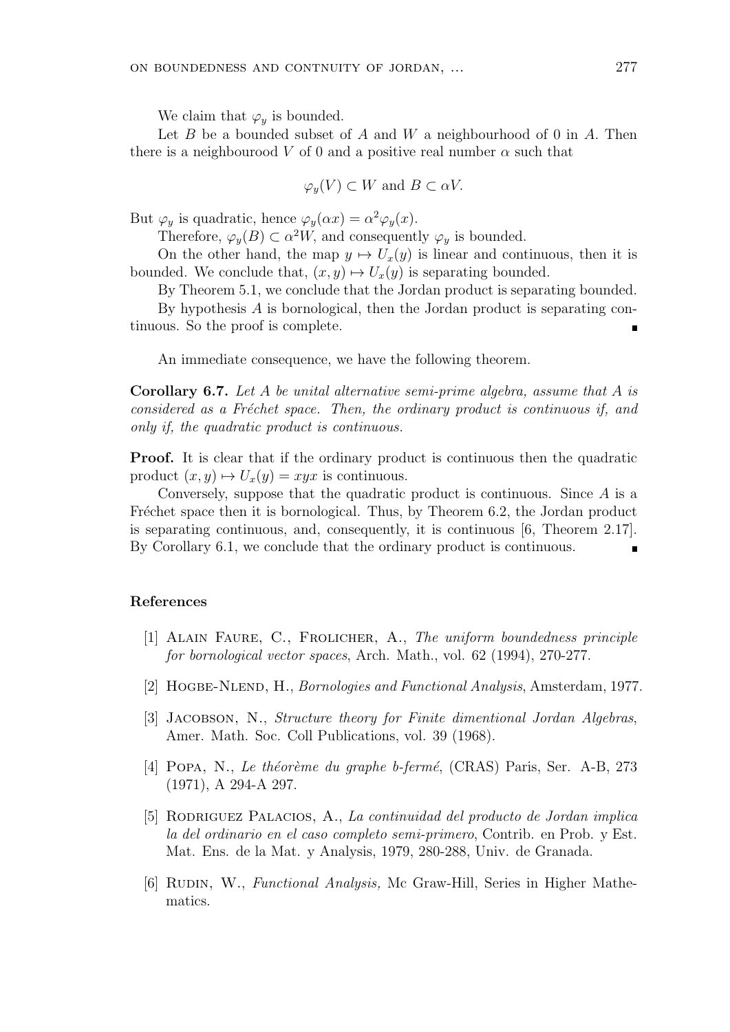We claim that $\varphi_y$ is bounded.

Let $B$ be a bounded subset of $A$ and $W$ a neighbourhood of 0 in $A$. Then there is a neighbourood $V$ of 0 and a positive real number $\alpha$ such that

$$\varphi_y(V) \subset W \text{ and } B \subset \alpha V.$$

But $\varphi_y$ is quadratic, hence $\varphi_y(\alpha x) = \alpha^2 \varphi_y(x)$.

Therefore, $\varphi_y(B) \subset \alpha^2 W$, and consequently $\varphi_y$ is bounded.

On the other hand, the map $y \mapsto U_x(y)$ is linear and continuous, then it is bounded. We conclude that, $(x, y) \mapsto U_x(y)$ is separating bounded.

By Theorem 5.1, we conclude that the Jordan product is separating bounded.

By hypothesis $A$ is bornological, then the Jordan product is separating continuous. So the proof is complete. ∎

An immediate consequence, we have the following theorem.

**Corollary 6.7.** *Let $A$ be unital alternative semi-prime algebra, assume that $A$ is considered as a Fréchet space. Then, the ordinary product is continuous if, and only if, the quadratic product is continuous.*

**Proof.** It is clear that if the ordinary product is continuous then the quadratic product $(x, y) \mapsto U_x(y) = xyx$ is continuous.

Conversely, suppose that the quadratic product is continuous. Since $A$ is a Fréchet space then it is bornological. Thus, by Theorem 6.2, the Jordan product is separating continuous, and, consequently, it is continuous [6, Theorem 2.17]. By Corollary 6.1, we conclude that the ordinary product is continuous. ∎

## References

[1] Alain Faure, C., Frolicher, A., *The uniform boundedness principle for bornological vector spaces*, Arch. Math., vol. 62 (1994), 270-277.

[2] Hogbe-Nlend, H., *Bornologies and Functional Analysis*, Amsterdam, 1977.

[3] Jacobson, N., *Structure theory for Finite dimentional Jordan Algebras*, Amer. Math. Soc. Coll Publications, vol. 39 (1968).

[4] Popa, N., *Le théorème du graphe b-fermé*, (CRAS) Paris, Ser. A-B, 273 (1971), A 294-A 297.

[5] Rodriguez Palacios, A., *La continuidad del producto de Jordan implica la del ordinario en el caso completo semi-primero*, Contrib. en Prob. y Est. Mat. Ens. de la Mat. y Analysis, 1979, 280-288, Univ. de Granada.

[6] Rudin, W., *Functional Analysis,* Mc Graw-Hill, Series in Higher Mathematics.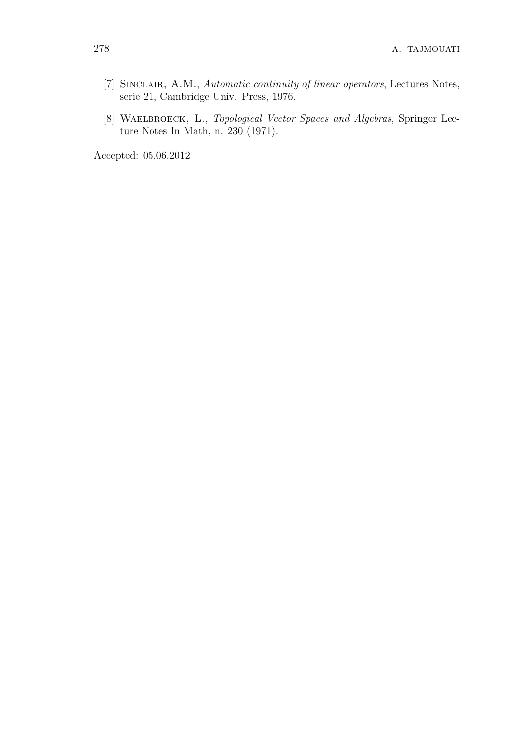[7] Sinclair, A.M., *Automatic continuity of linear operators*, Lectures Notes, serie 21, Cambridge Univ. Press, 1976.

[8] Waelbroeck, L., *Topological Vector Spaces and Algebras*, Springer Lecture Notes In Math, n. 230 (1971).

Accepted: 05.06.2012